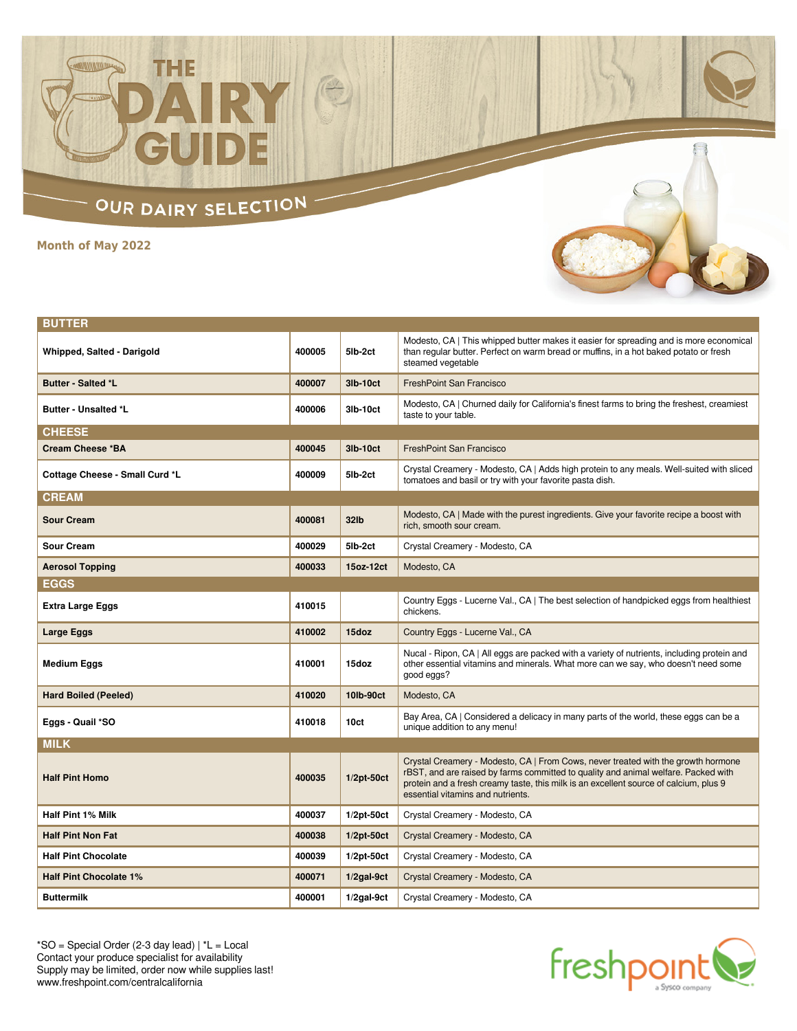# THE DAIRY GUIDE

## OUR DAIRY SELECTION

**Month of May 2022**

| BUTTER | | | |
|---|---|---|---|
| **Whipped, Salted - Darigold** | 400005 | 5lb-2ct | Modesto, CA \| This whipped butter makes it easier for spreading and is more economical than regular butter. Perfect on warm bread or muffins, in a hot baked potato or fresh steamed vegetable |
| **Butter - Salted *L** | 400007 | 3lb-10ct | FreshPoint San Francisco |
| **Butter - Unsalted *L** | 400006 | 3lb-10ct | Modesto, CA \| Churned daily for California's finest farms to bring the freshest, creamiest taste to your table. |
| **CHEESE** | | | |
| **Cream Cheese *BA** | 400045 | 3lb-10ct | FreshPoint San Francisco |
| **Cottage Cheese - Small Curd *L** | 400009 | 5lb-2ct | Crystal Creamery - Modesto, CA \| Adds high protein to any meals. Well-suited with sliced tomatoes and basil or try with your favorite pasta dish. |
| **CREAM** | | | |
| **Sour Cream** | 400081 | 32lb | Modesto, CA \| Made with the purest ingredients. Give your favorite recipe a boost with rich, smooth sour cream. |
| **Sour Cream** | 400029 | 5lb-2ct | Crystal Creamery - Modesto, CA |
| **Aerosol Topping** | 400033 | 15oz-12ct | Modesto, CA |
| **EGGS** | | | |
| **Extra Large Eggs** | 410015 | | Country Eggs - Lucerne Val., CA \| The best selection of handpicked eggs from healthiest chickens. |
| **Large Eggs** | 410002 | 15doz | Country Eggs - Lucerne Val., CA |
| **Medium Eggs** | 410001 | 15doz | Nucal - Ripon, CA \| All eggs are packed with a variety of nutrients, including protein and other essential vitamins and minerals. What more can we say, who doesn't need some good eggs? |
| **Hard Boiled (Peeled)** | 410020 | 10lb-90ct | Modesto, CA |
| **Eggs - Quail *SO** | 410018 | 10ct | Bay Area, CA \| Considered a delicacy in many parts of the world, these eggs can be a unique addition to any menu! |
| **MILK** | | | |
| **Half Pint Homo** | 400035 | 1/2pt-50ct | Crystal Creamery - Modesto, CA \| From Cows, never treated with the growth hormone rBST, and are raised by farms committed to quality and animal welfare. Packed with protein and a fresh creamy taste, this milk is an excellent source of calcium, plus 9 essential vitamins and nutrients. |
| **Half Pint 1% Milk** | 400037 | 1/2pt-50ct | Crystal Creamery - Modesto, CA |
| **Half Pint Non Fat** | 400038 | 1/2pt-50ct | Crystal Creamery - Modesto, CA |
| **Half Pint Chocolate** | 400039 | 1/2pt-50ct | Crystal Creamery - Modesto, CA |
| **Half Pint Chocolate 1%** | 400071 | 1/2gal-9ct | Crystal Creamery - Modesto, CA |
| **Buttermilk** | 400001 | 1/2gal-9ct | Crystal Creamery - Modesto, CA |

*SO = Special Order (2-3 day lead) | *L = Local
Contact your produce specialist for availability
Supply may be limited, order now while supplies last!
www.freshpoint.com/centralcalifornia

freshpoint a Sysco company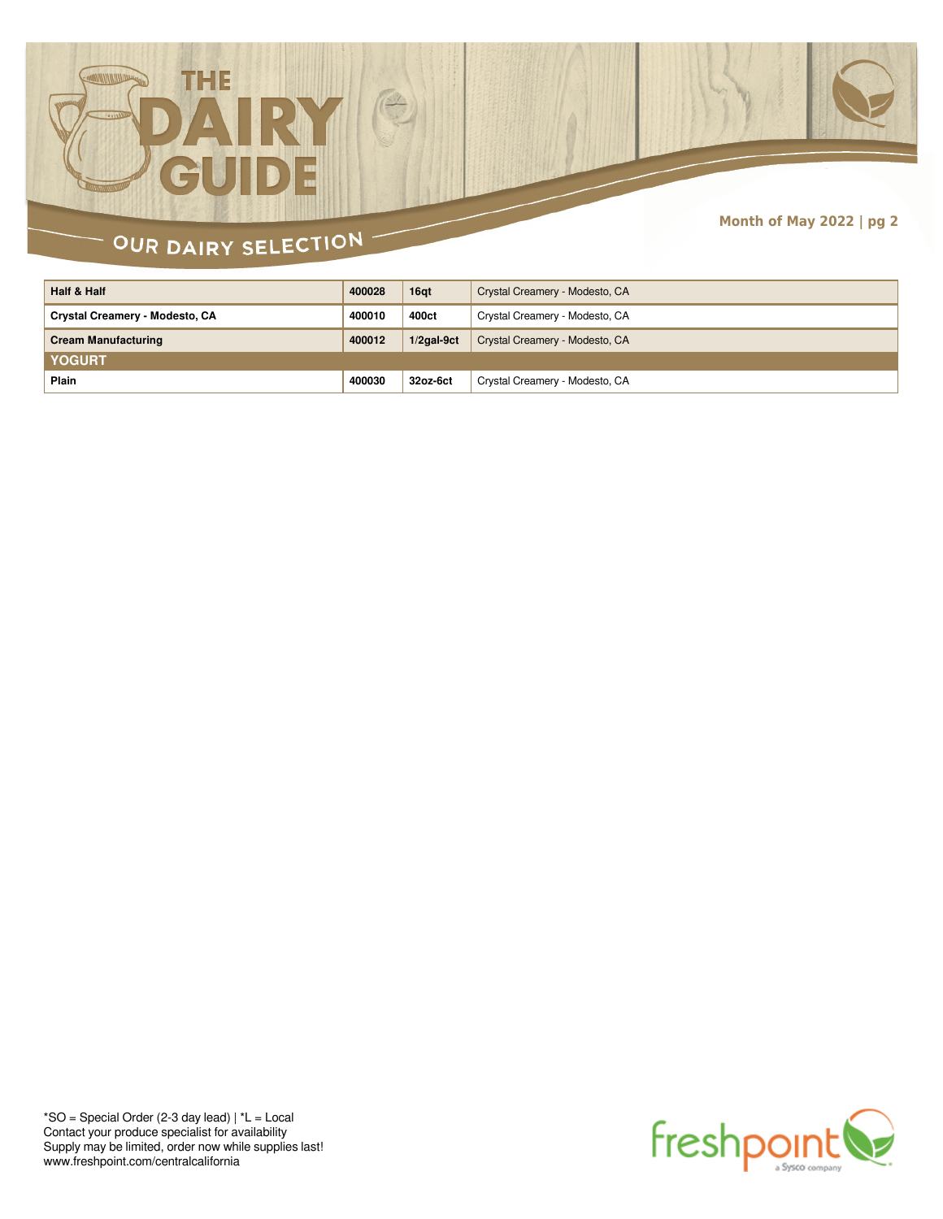# THE DAIRY GUIDE

## OUR DAIRY SELECTION

Month of May 2022

| | | | |
|---|---|---|---|
| **Half & Half** | **400028** | **16qt** | Crystal Creamery - Modesto, CA |
| **Crystal Creamery - Modesto, CA** | **400010** | **400ct** | Crystal Creamery - Modesto, CA |
| **Cream Manufacturing** | **400012** | **1/2gal-9ct** | Crystal Creamery - Modesto, CA |
| **YOGURT** | | | |
| **Plain** | **400030** | **32oz-6ct** | Crystal Creamery - Modesto, CA |

*SO = Special Order (2-3 day lead) | *L = Local
Contact your produce specialist for availability
Supply may be limited, order now while supplies last!
www.freshpoint.com/centralcalifornia

freshpoint a Sysco company